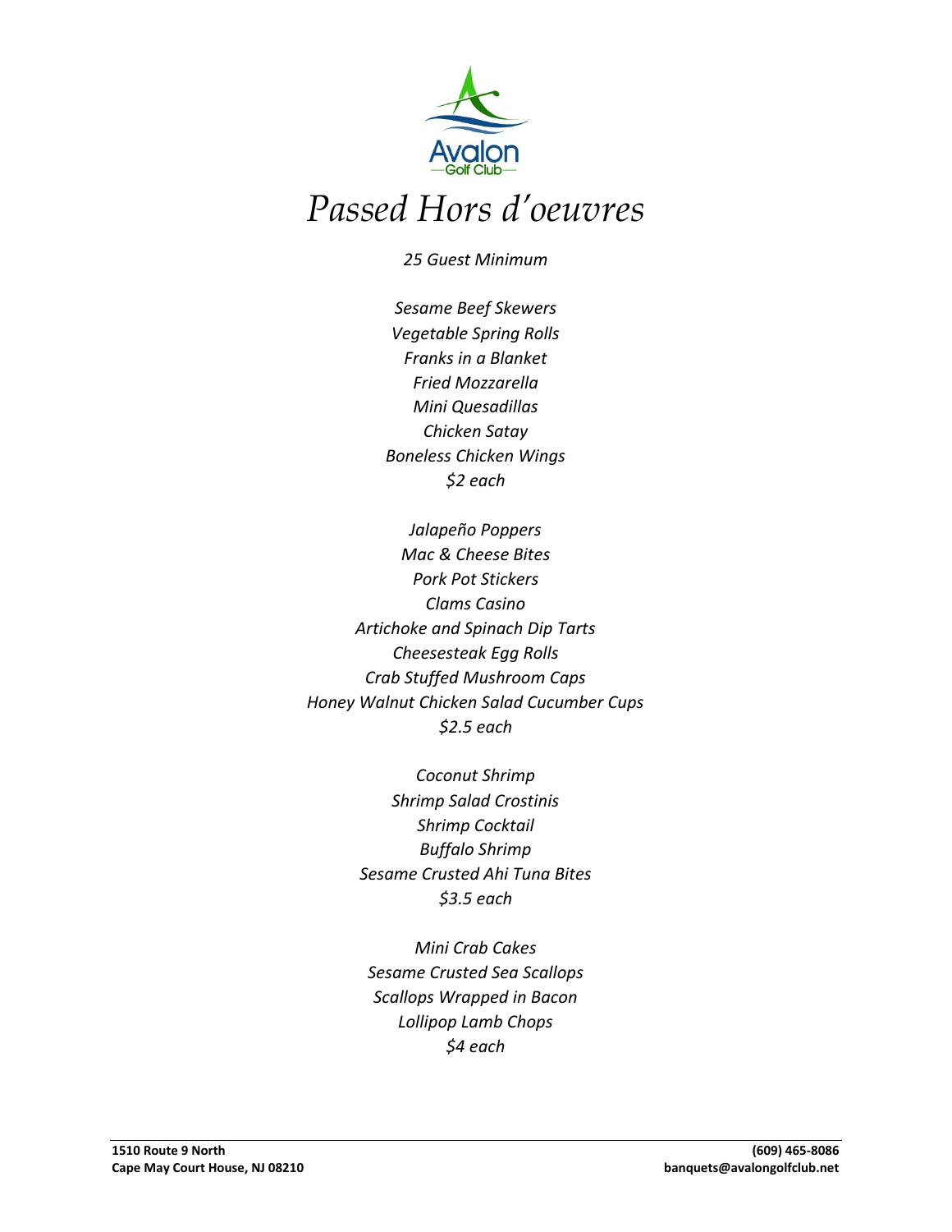# Passed Hors d'oeuvres

*25 Guest Minimum*

*Sesame Beef Skewers*
*Vegetable Spring Rolls*
*Franks in a Blanket*
*Fried Mozzarella*
*Mini Quesadillas*
*Chicken Satay*
*Boneless Chicken Wings*
*$2 each*

*Jalapeño Poppers*
*Mac & Cheese Bites*
*Pork Pot Stickers*
*Clams Casino*
*Artichoke and Spinach Dip Tarts*
*Cheesesteak Egg Rolls*
*Crab Stuffed Mushroom Caps*
*Honey Walnut Chicken Salad Cucumber Cups*
*$2.5 each*

*Coconut Shrimp*
*Shrimp Salad Crostinis*
*Shrimp Cocktail*
*Buffalo Shrimp*
*Sesame Crusted Ahi Tuna Bites*
*$3.5 each*

*Mini Crab Cakes*
*Sesame Crusted Sea Scallops*
*Scallops Wrapped in Bacon*
*Lollipop Lamb Chops*
*$4 each*

**1510 Route 9 North**
**Cape May Court House, NJ 08210**

**(609) 465-8086**
**banquets@avalongolfclub.net**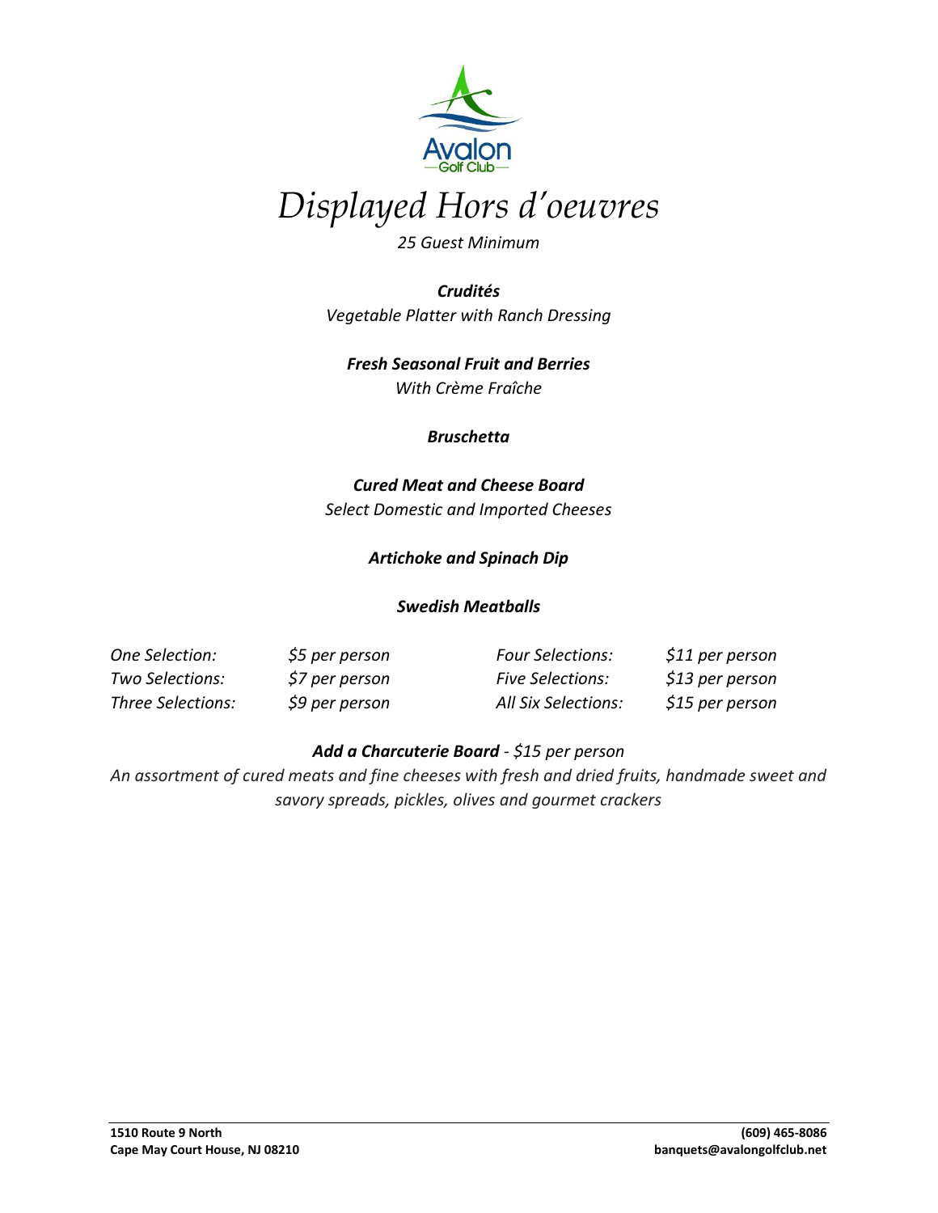# *Displayed Hors d'oeuvres*

*25 Guest Minimum*

***Crudités***
*Vegetable Platter with Ranch Dressing*

***Fresh Seasonal Fruit and Berries***
*With Crème Fraîche*

***Bruschetta***

***Cured Meat and Cheese Board***
*Select Domestic and Imported Cheeses*

***Artichoke and Spinach Dip***

***Swedish Meatballs***

| | | | |
|---|---|---|---|
| *One Selection:* | *$5 per person* | *Four Selections:* | *$11 per person* |
| *Two Selections:* | *$7 per person* | *Five Selections:* | *$13 per person* |
| *Three Selections:* | *$9 per person* | *All Six Selections:* | *$15 per person* |

***Add a Charcuterie Board** - $15 per person*
*An assortment of cured meats and fine cheeses with fresh and dried fruits, handmade sweet and savory spreads, pickles, olives and gourmet crackers*

**1510 Route 9 North**
**Cape May Court House, NJ 08210**

**(609) 465-8086**
**banquets@avalongolfclub.net**